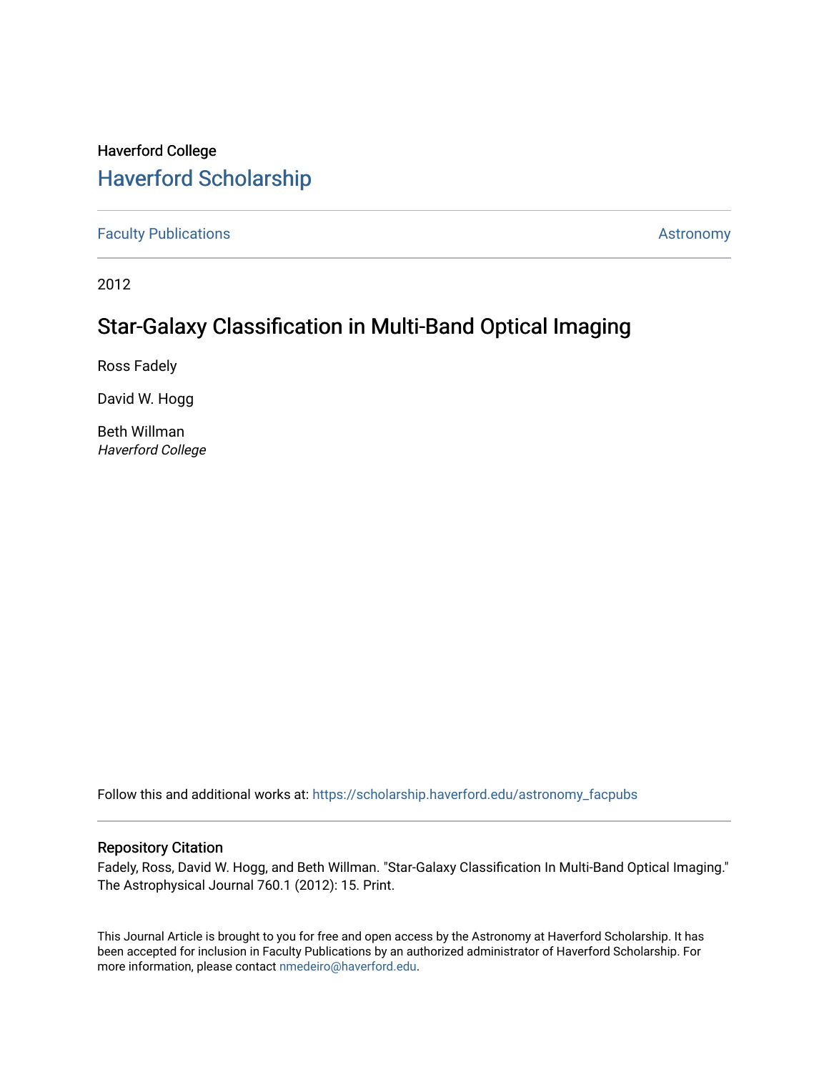Haverford College

# Haverford Scholarship

Faculty Publications | Astronomy

2012

## Star-Galaxy Classification in Multi-Band Optical Imaging

Ross Fadely

David W. Hogg

Beth Willman
*Haverford College*

Follow this and additional works at: https://scholarship.haverford.edu/astronomy_facpubs

### Repository Citation

Fadely, Ross, David W. Hogg, and Beth Willman. "Star-Galaxy Classification In Multi-Band Optical Imaging." The Astrophysical Journal 760.1 (2012): 15. Print.

This Journal Article is brought to you for free and open access by the Astronomy at Haverford Scholarship. It has been accepted for inclusion in Faculty Publications by an authorized administrator of Haverford Scholarship. For more information, please contact nmedeiro@haverford.edu.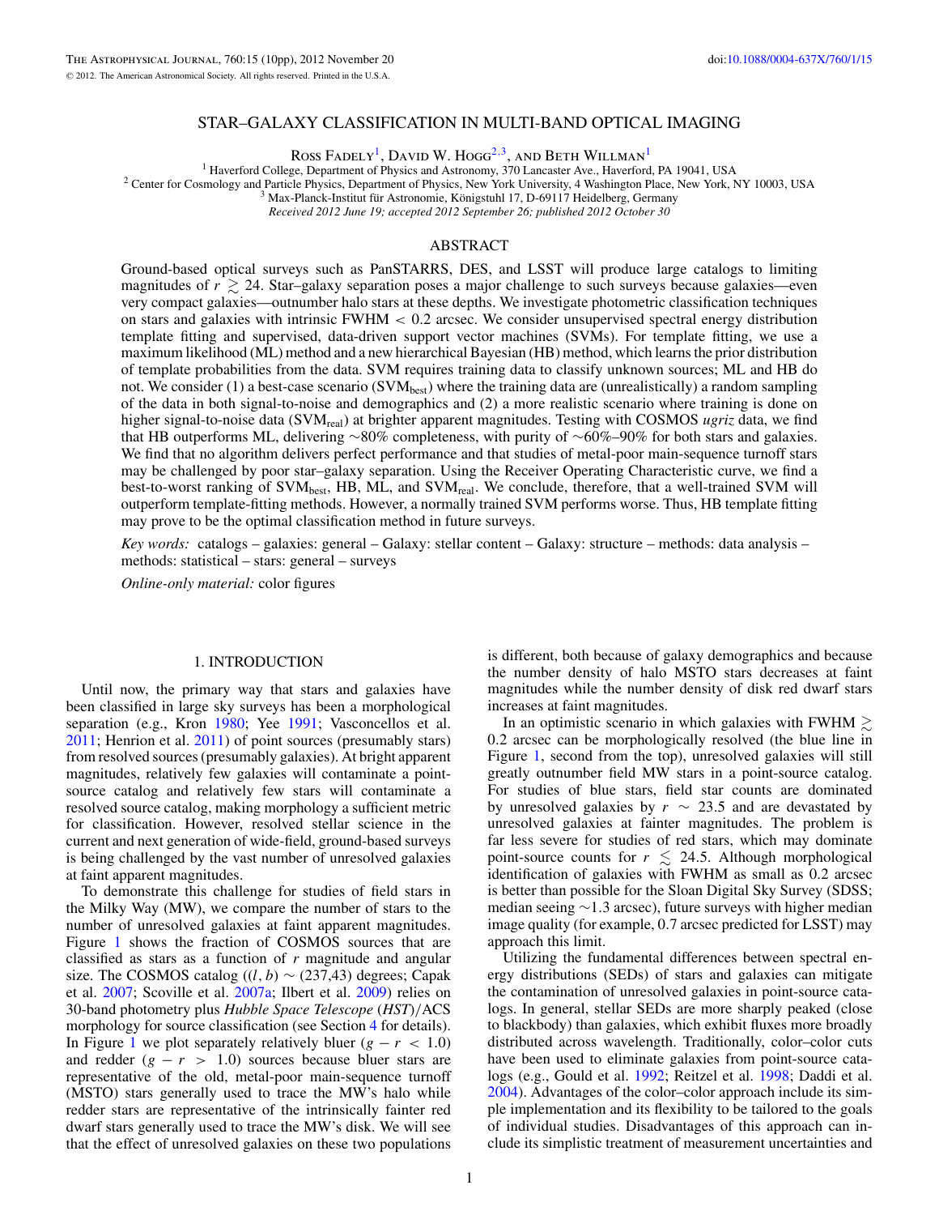# STAR–GALAXY CLASSIFICATION IN MULTI-BAND OPTICAL IMAGING

Ross Fadely[1], David W. Hogg[2,3], and Beth Willman[1]

[1] Haverford College, Department of Physics and Astronomy, 370 Lancaster Ave., Haverford, PA 19041, USA
[2] Center for Cosmology and Particle Physics, Department of Physics, New York University, 4 Washington Place, New York, NY 10003, USA
[3] Max-Planck-Institut für Astronomie, Königstuhl 17, D-69117 Heidelberg, Germany

*Received 2012 June 19; accepted 2012 September 26; published 2012 October 30*

## ABSTRACT

Ground-based optical surveys such as PanSTARRS, DES, and LSST will produce large catalogs to limiting magnitudes of $r \gtrsim 24$. Star–galaxy separation poses a major challenge to such surveys because galaxies—even very compact galaxies—outnumber halo stars at these depths. We investigate photometric classification techniques on stars and galaxies with intrinsic FWHM $< 0.2$ arcsec. We consider unsupervised spectral energy distribution template fitting and supervised, data-driven support vector machines (SVMs). For template fitting, we use a maximum likelihood (ML) method and a new hierarchical Bayesian (HB) method, which learns the prior distribution of template probabilities from the data. SVM requires training data to classify unknown sources; ML and HB do not. We consider (1) a best-case scenario ($\mathrm{SVM_{best}}$) where the training data are (unrealistically) a random sampling of the data in both signal-to-noise and demographics and (2) a more realistic scenario where training is done on higher signal-to-noise data ($\mathrm{SVM_{real}}$) at brighter apparent magnitudes. Testing with COSMOS *ugriz* data, we find that HB outperforms ML, delivering ~80% completeness, with purity of ~60%–90% for both stars and galaxies. We find that no algorithm delivers perfect performance and that studies of metal-poor main-sequence turnoff stars may be challenged by poor star–galaxy separation. Using the Receiver Operating Characteristic curve, we find a best-to-worst ranking of $\mathrm{SVM_{best}}$, HB, ML, and $\mathrm{SVM_{real}}$. We conclude, therefore, that a well-trained SVM will outperform template-fitting methods. However, a normally trained SVM performs worse. Thus, HB template fitting may prove to be the optimal classification method in future surveys.

*Key words:* catalogs – galaxies: general – Galaxy: stellar content – Galaxy: structure – methods: data analysis – methods: statistical – stars: general – surveys

*Online-only material:* color figures

## 1. INTRODUCTION

Until now, the primary way that stars and galaxies have been classified in large sky surveys has been a morphological separation (e.g., Kron 1980; Yee 1991; Vasconcellos et al. 2011; Henrion et al. 2011) of point sources (presumably stars) from resolved sources (presumably galaxies). At bright apparent magnitudes, relatively few galaxies will contaminate a point-source catalog and relatively few stars will contaminate a resolved source catalog, making morphology a sufficient metric for classification. However, resolved stellar science in the current and next generation of wide-field, ground-based surveys is being challenged by the vast number of unresolved galaxies at faint apparent magnitudes.

To demonstrate this challenge for studies of field stars in the Milky Way (MW), we compare the number of stars to the number of unresolved galaxies at faint apparent magnitudes. Figure 1 shows the fraction of COSMOS sources that are classified as stars as a function of $r$ magnitude and angular size. The COSMOS catalog ($(l, b) \sim (237{,}43)$ degrees; Capak et al. 2007; Scoville et al. 2007a; Ilbert et al. 2009) relies on 30-band photometry plus *Hubble Space Telescope* (*HST*)/ACS morphology for source classification (see Section 4 for details). In Figure 1 we plot separately relatively bluer ($g - r < 1.0$) and redder ($g - r > 1.0$) sources because bluer stars are representative of the old, metal-poor main-sequence turnoff (MSTO) stars generally used to trace the MW's halo while redder stars are representative of the intrinsically fainter red dwarf stars generally used to trace the MW's disk. We will see that the effect of unresolved galaxies on these two populations is different, both because of galaxy demographics and because the number density of halo MSTO stars decreases at faint magnitudes while the number density of disk red dwarf stars increases at faint magnitudes.

In an optimistic scenario in which galaxies with FWHM $\gtrsim$ 0.2 arcsec can be morphologically resolved (the blue line in Figure 1, second from the top), unresolved galaxies will still greatly outnumber field MW stars in a point-source catalog. For studies of blue stars, field star counts are dominated by unresolved galaxies by $r \sim 23.5$ and are devastated by unresolved galaxies at fainter magnitudes. The problem is far less severe for studies of red stars, which may dominate point-source counts for $r \lesssim 24.5$. Although morphological identification of galaxies with FWHM as small as 0.2 arcsec is better than possible for the Sloan Digital Sky Survey (SDSS; median seeing ~1.3 arcsec), future surveys with higher median image quality (for example, 0.7 arcsec predicted for LSST) may approach this limit.

Utilizing the fundamental differences between spectral energy distributions (SEDs) of stars and galaxies can mitigate the contamination of unresolved galaxies in point-source catalogs. In general, stellar SEDs are more sharply peaked (close to blackbody) than galaxies, which exhibit fluxes more broadly distributed across wavelength. Traditionally, color–color cuts have been used to eliminate galaxies from point-source catalogs (e.g., Gould et al. 1992; Reitzel et al. 1998; Daddi et al. 2004). Advantages of the color–color approach include its simple implementation and its flexibility to be tailored to the goals of individual studies. Disadvantages of this approach can include its simplistic treatment of measurement uncertainties and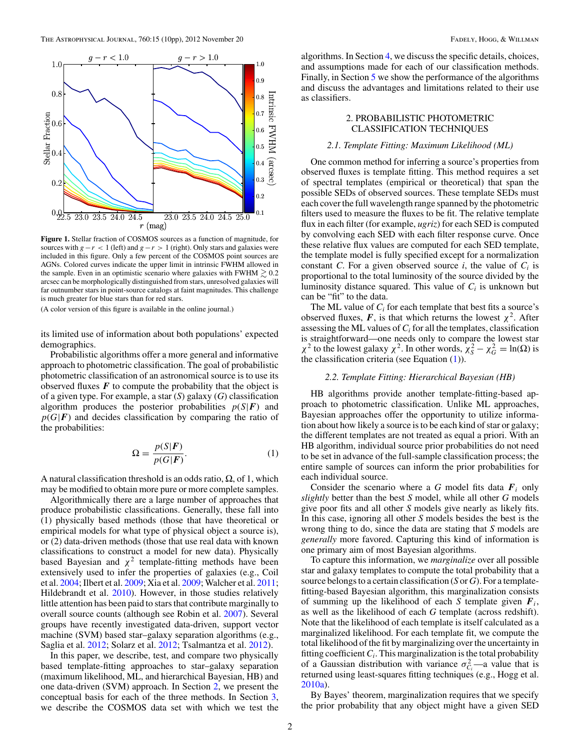**Figure 1.** Stellar fraction of COSMOS sources as a function of magnitude, for sources with $g - r < 1$ (left) and $g - r > 1$ (right). Only stars and galaxies were included in this figure. Only a few percent of the COSMOS point sources are AGNs. Colored curves indicate the upper limit in intrinsic FWHM allowed in the sample. Even in an optimistic scenario where galaxies with FWHM $\gtrsim 0.2$ arcsec can be morphologically distinguished from stars, unresolved galaxies will far outnumber stars in point-source catalogs at faint magnitudes. This challenge is much greater for blue stars than for red stars.

(A color version of this figure is available in the online journal.)

its limited use of information about both populations' expected demographics.

Probabilistic algorithms offer a more general and informative approach to photometric classification. The goal of probabilistic photometric classification of an astronomical source is to use its observed fluxes $\boldsymbol{F}$ to compute the probability that the object is of a given type. For example, a star ($S$) galaxy ($G$) classification algorithm produces the posterior probabilities $p(S|\boldsymbol{F})$ and $p(G|\boldsymbol{F})$ and decides classification by comparing the ratio of the probabilities:

$$\Omega = \frac{p(S|\boldsymbol{F})}{p(G|\boldsymbol{F})}. \tag{1}$$

A natural classification threshold is an odds ratio, $\Omega$, of 1, which may be modified to obtain more pure or more complete samples.

Algorithmically there are a large number of approaches that produce probabilistic classifications. Generally, these fall into (1) physically based methods (those that have theoretical or empirical models for what type of physical object a source is), or (2) data-driven methods (those that use real data with known classifications to construct a model for new data). Physically based Bayesian and $\chi^2$ template-fitting methods have been extensively used to infer the properties of galaxies (e.g., Coil et al. 2004; Ilbert et al. 2009; Xia et al. 2009; Walcher et al. 2011; Hildebrandt et al. 2010). However, in those studies relatively little attention has been paid to stars that contribute marginally to overall source counts (although see Robin et al. 2007). Several groups have recently investigated data-driven, support vector machine (SVM) based star–galaxy separation algorithms (e.g., Saglia et al. 2012; Solarz et al. 2012; Tsalmantza et al. 2012).

In this paper, we describe, test, and compare two physically based template-fitting approaches to star–galaxy separation (maximum likelihood, ML, and hierarchical Bayesian, HB) and one data-driven (SVM) approach. In Section 2, we present the conceptual basis for each of the three methods. In Section 3, we describe the COSMOS data set with which we test the algorithms. In Section 4, we discuss the specific details, choices, and assumptions made for each of our classification methods. Finally, in Section 5 we show the performance of the algorithms and discuss the advantages and limitations related to their use as classifiers.

## 2. PROBABILISTIC PHOTOMETRIC CLASSIFICATION TECHNIQUES

### 2.1. Template Fitting: Maximum Likelihood (ML)

One common method for inferring a source's properties from observed fluxes is template fitting. This method requires a set of spectral templates (empirical or theoretical) that span the possible SEDs of observed sources. These template SEDs must each cover the full wavelength range spanned by the photometric filters used to measure the fluxes to be fit. The relative template flux in each filter (for example, *ugriz*) for each SED is computed by convolving each SED with each filter response curve. Once these relative flux values are computed for each SED template, the template model is fully specified except for a normalization constant $C$. For a given observed source $i$, the value of $C_i$ is proportional to the total luminosity of the source divided by the luminosity distance squared. This value of $C_i$ is unknown but can be "fit" to the data.

The ML value of $C_i$ for each template that best fits a source's observed fluxes, $\boldsymbol{F}$, is that which returns the lowest $\chi^2$. After assessing the ML values of $C_i$ for all the templates, classification is straightforward—one needs only to compare the lowest star $\chi^2$ to the lowest galaxy $\chi^2$. In other words, $\chi^2_S - \chi^2_G = \ln(\Omega)$ is the classification criteria (see Equation (1)).

### 2.2. Template Fitting: Hierarchical Bayesian (HB)

HB algorithms provide another template-fitting-based approach to photometric classification. Unlike ML approaches, Bayesian approaches offer the opportunity to utilize information about how likely a source is to be each kind of star or galaxy; the different templates are not treated as equal a priori. With an HB algorithm, individual source prior probabilities do not need to be set in advance of the full-sample classification process; the entire sample of sources can inform the prior probabilities for each individual source.

Consider the scenario where a $G$ model fits data $\boldsymbol{F}_i$ only *slightly* better than the best $S$ model, while all other $G$ models give poor fits and all other $S$ models give nearly as likely fits. In this case, ignoring all other $S$ models besides the best is the wrong thing to do, since the data are stating that $S$ models are *generally* more favored. Capturing this kind of information is one primary aim of most Bayesian algorithms.

To capture this information, we *marginalize* over all possible star and galaxy templates to compute the total probability that a source belongs to a certain classification ($S$ or $G$). For a template-fitting-based Bayesian algorithm, this marginalization consists of summing up the likelihood of each $S$ template given $\boldsymbol{F}_i$, as well as the likelihood of each $G$ template (across redshift). Note that the likelihood of each template is itself calculated as a marginalized likelihood. For each template fit, we compute the total likelihood of the fit by marginalizing over the uncertainty in fitting coefficient $C_i$. This marginalization is the total probability of a Gaussian distribution with variance $\sigma^2_{C_i}$—a value that is returned using least-squares fitting techniques (e.g., Hogg et al. 2010a).

By Bayes' theorem, marginalization requires that we specify the prior probability that any object might have a given SED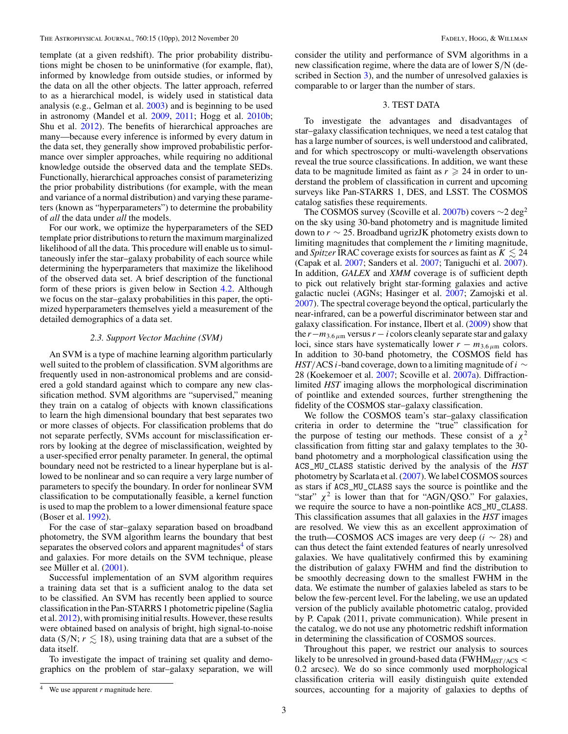template (at a given redshift). The prior probability distributions might be chosen to be uninformative (for example, flat), informed by knowledge from outside studies, or informed by the data on all the other objects. The latter approach, referred to as a hierarchical model, is widely used in statistical data analysis (e.g., Gelman et al. 2003) and is beginning to be used in astronomy (Mandel et al. 2009, 2011; Hogg et al. 2010b; Shu et al. 2012). The benefits of hierarchical approaches are many—because every inference is informed by every datum in the data set, they generally show improved probabilistic performance over simpler approaches, while requiring no additional knowledge outside the observed data and the template SEDs. Functionally, hierarchical approaches consist of parameterizing the prior probability distributions (for example, with the mean and variance of a normal distribution) and varying these parameters (known as "hyperparameters") to determine the probability of *all* the data under *all* the models.

For our work, we optimize the hyperparameters of the SED template prior distributions to return the maximum marginalized likelihood of all the data. This procedure will enable us to simultaneously infer the star–galaxy probability of each source while determining the hyperparameters that maximize the likelihood of the observed data set. A brief description of the functional form of these priors is given below in Section 4.2. Although we focus on the star–galaxy probabilities in this paper, the optimized hyperparameters themselves yield a measurement of the detailed demographics of a data set.

### 2.3. Support Vector Machine (SVM)

An SVM is a type of machine learning algorithm particularly well suited to the problem of classification. SVM algorithms are frequently used in non-astronomical problems and are considered a gold standard against which to compare any new classification method. SVM algorithms are "supervised," meaning they train on a catalog of objects with known classifications to learn the high dimensional boundary that best separates two or more classes of objects. For classification problems that do not separate perfectly, SVMs account for misclassification errors by looking at the degree of misclassification, weighted by a user-specified error penalty parameter. In general, the optimal boundary need not be restricted to a linear hyperplane but is allowed to be nonlinear and so can require a very large number of parameters to specify the boundary. In order for nonlinear SVM classification to be computationally feasible, a kernel function is used to map the problem to a lower dimensional feature space (Boser et al. 1992).

For the case of star–galaxy separation based on broadband photometry, the SVM algorithm learns the boundary that best separates the observed colors and apparent magnitudes[4] of stars and galaxies. For more details on the SVM technique, please see Müller et al. (2001).

Successful implementation of an SVM algorithm requires a training data set that is a sufficient analog to the data set to be classified. An SVM has recently been applied to source classification in the Pan-STARRS 1 photometric pipeline (Saglia et al. 2012), with promising initial results. However, these results were obtained based on analysis of bright, high signal-to-noise data (S/N; $r \lesssim 18$), using training data that are a subset of the data itself.

To investigate the impact of training set quality and demographics on the problem of star–galaxy separation, we will consider the utility and performance of SVM algorithms in a new classification regime, where the data are of lower S/N (described in Section 3), and the number of unresolved galaxies is comparable to or larger than the number of stars.

## 3. TEST DATA

To investigate the advantages and disadvantages of star–galaxy classification techniques, we need a test catalog that has a large number of sources, is well understood and calibrated, and for which spectroscopy or multi-wavelength observations reveal the true source classifications. In addition, we want these data to be magnitude limited as faint as $r \geqslant 24$ in order to understand the problem of classification in current and upcoming surveys like Pan-STARRS 1, DES, and LSST. The COSMOS catalog satisfies these requirements.

The COSMOS survey (Scoville et al. 2007b) covers $\sim$2 deg$^2$ on the sky using 30-band photometry and is magnitude limited down to $r \sim 25$. Broadband ugrizJK photometry exists down to limiting magnitudes that complement the $r$ limiting magnitude, and *Spitzer* IRAC coverage exists for sources as faint as $K \lesssim 24$ (Capak et al. 2007; Sanders et al. 2007; Taniguchi et al. 2007). In addition, *GALEX* and *XMM* coverage is of sufficient depth to pick out relatively bright star-forming galaxies and active galactic nuclei (AGNs; Hasinger et al. 2007; Zamojski et al. 2007). The spectral coverage beyond the optical, particularly the near-infrared, can be a powerful discriminator between star and galaxy classification. For instance, Ilbert et al. (2009) show that the $r - m_{3.6\,\mu\mathrm{m}}$ versus $r - i$ colors cleanly separate star and galaxy loci, since stars have systematically lower $r - m_{3.6\,\mu\mathrm{m}}$ colors. In addition to 30-band photometry, the COSMOS field has *HST*/ACS $i$-band coverage, down to a limiting magnitude of $i \sim 28$ (Koekemoer et al. 2007; Scoville et al. 2007a). Diffraction-limited *HST* imaging allows the morphological discrimination of pointlike and extended sources, further strengthening the fidelity of the COSMOS star–galaxy classification.

We follow the COSMOS team's star–galaxy classification criteria in order to determine the "true" classification for the purpose of testing our methods. These consist of a $\chi^2$ classification from fitting star and galaxy templates to the 30-band photometry and a morphological classification using the ACS_MU_CLASS statistic derived by the analysis of the *HST* photometry by Scarlata et al. (2007). We label COSMOS sources as stars if ACS_MU_CLASS says the source is pointlike and the "star" $\chi^2$ is lower than that for "AGN/QSO." For galaxies, we require the source to have a non-pointlike ACS_MU_CLASS. This classification assumes that all galaxies in the *HST* images are resolved. We view this as an excellent approximation of the truth—COSMOS ACS images are very deep ($i \sim 28$) and can thus detect the faint extended features of nearly unresolved galaxies. We have qualitatively confirmed this by examining the distribution of galaxy FWHM and find the distribution to be smoothly decreasing down to the smallest FWHM in the data. We estimate the number of galaxies labeled as stars to be below the few-percent level. For the labeling, we use an updated version of the publicly available photometric catalog, provided by P. Capak (2011, private communication). While present in the catalog, we do not use any photometric redshift information in determining the classification of COSMOS sources.

Throughout this paper, we restrict our analysis to sources likely to be unresolved in ground-based data ($\mathrm{FWHM}_{HST/\mathrm{ACS}} <$ 0.2 arcsec). We do so since commonly used morphological classification criteria will easily distinguish quite extended sources, accounting for a majority of galaxies to depths of

[4] We use apparent $r$ magnitude here.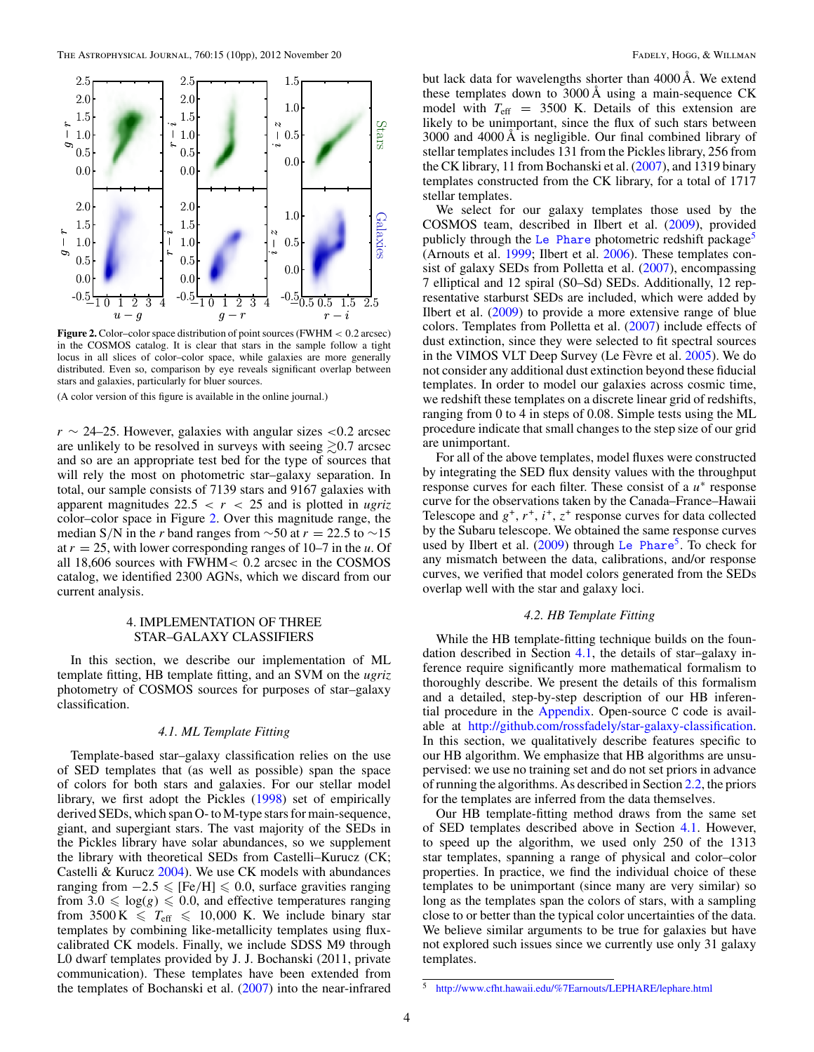Figure 2. Color–color space distribution of point sources (FWHM < 0.2 arcsec) in the COSMOS catalog. It is clear that stars in the sample follow a tight locus in all slices of color–color space, while galaxies are more generally distributed. Even so, comparison by eye reveals significant overlap between stars and galaxies, particularly for bluer sources.

(A color version of this figure is available in the online journal.)

$r \sim 24$–25. However, galaxies with angular sizes <0.2 arcsec are unlikely to be resolved in surveys with seeing $\gtrsim$0.7 arcsec and so are an appropriate test bed for the type of sources that will rely the most on photometric star–galaxy separation. In total, our sample consists of 7139 stars and 9167 galaxies with apparent magnitudes $22.5 < r < 25$ and is plotted in *ugriz* color–color space in Figure 2. Over this magnitude range, the median S/N in the $r$ band ranges from ~50 at $r = 22.5$ to ~15 at $r = 25$, with lower corresponding ranges of 10–7 in the $u$. Of all 18,606 sources with FWHM< 0.2 arcsec in the COSMOS catalog, we identified 2300 AGNs, which we discard from our current analysis.

## 4. IMPLEMENTATION OF THREE STAR–GALAXY CLASSIFIERS

In this section, we describe our implementation of ML template fitting, HB template fitting, and an SVM on the *ugriz* photometry of COSMOS sources for purposes of star–galaxy classification.

### 4.1. ML Template Fitting

Template-based star–galaxy classification relies on the use of SED templates that (as well as possible) span the space of colors for both stars and galaxies. For our stellar model library, we first adopt the Pickles (1998) set of empirically derived SEDs, which span O- to M-type stars for main-sequence, giant, and supergiant stars. The vast majority of the SEDs in the Pickles library have solar abundances, so we supplement the library with theoretical SEDs from Castelli–Kurucz (CK; Castelli & Kurucz 2004). We use CK models with abundances ranging from $-2.5 \leqslant [\mathrm{Fe/H}] \leqslant 0.0$, surface gravities ranging from $3.0 \leqslant \log(g) \leqslant 0.0$, and effective temperatures ranging from $3500\,\mathrm{K} \leqslant T_{\mathrm{eff}} \leqslant 10{,}000$ K. We include binary star templates by combining like-metallicity templates using flux-calibrated CK models. Finally, we include SDSS M9 through L0 dwarf templates provided by J. J. Bochanski (2011, private communication). These templates have been extended from the templates of Bochanski et al. (2007) into the near-infrared but lack data for wavelengths shorter than 4000 Å. We extend these templates down to 3000 Å using a main-sequence CK model with $T_{\mathrm{eff}} = 3500$ K. Details of this extension are likely to be unimportant, since the flux of such stars between 3000 and 4000 Å is negligible. Our final combined library of stellar templates includes 131 from the Pickles library, 256 from the CK library, 11 from Bochanski et al. (2007), and 1319 binary templates constructed from the CK library, for a total of 1717 stellar templates.

We select for our galaxy templates those used by the COSMOS team, described in Ilbert et al. (2009), provided publicly through the `Le Phare` photometric redshift package[5] (Arnouts et al. 1999; Ilbert et al. 2006). These templates consist of galaxy SEDs from Polletta et al. (2007), encompassing 7 elliptical and 12 spiral (S0–Sd) SEDs. Additionally, 12 representative starburst SEDs are included, which were added by Ilbert et al. (2009) to provide a more extensive range of blue colors. Templates from Polletta et al. (2007) include effects of dust extinction, since they were selected to fit spectral sources in the VIMOS VLT Deep Survey (Le Fèvre et al. 2005). We do not consider any additional dust extinction beyond these fiducial templates. In order to model our galaxies across cosmic time, we redshift these templates on a discrete linear grid of redshifts, ranging from 0 to 4 in steps of 0.08. Simple tests using the ML procedure indicate that small changes to the step size of our grid are unimportant.

For all of the above templates, model fluxes were constructed by integrating the SED flux density values with the throughput response curves for each filter. These consist of a $u^*$ response curve for the observations taken by the Canada–France–Hawaii Telescope and $g^+$, $r^+$, $i^+$, $z^+$ response curves for data collected by the Subaru telescope. We obtained the same response curves used by Ilbert et al. (2009) through `Le Phare`[5]. To check for any mismatch between the data, calibrations, and/or response curves, we verified that model colors generated from the SEDs overlap well with the star and galaxy loci.

### 4.2. HB Template Fitting

While the HB template-fitting technique builds on the foundation described in Section 4.1, the details of star–galaxy inference require significantly more mathematical formalism to thoroughly describe. We present the details of this formalism and a detailed, step-by-step description of our HB inferential procedure in the Appendix. Open-source `C` code is available at http://github.com/rossfadely/star-galaxy-classification. In this section, we qualitatively describe features specific to our HB algorithm. We emphasize that HB algorithms are unsupervised: we use no training set and do not set priors in advance of running the algorithms. As described in Section 2.2, the priors for the templates are inferred from the data themselves.

Our HB template-fitting method draws from the same set of SED templates described above in Section 4.1. However, to speed up the algorithm, we used only 250 of the 1313 star templates, spanning a range of physical and color–color properties. In practice, we find the individual choice of these templates to be unimportant (since many are very similar) so long as the templates span the colors of stars, with a sampling close to or better than the typical color uncertainties of the data. We believe similar arguments to be true for galaxies but have not explored such issues since we currently use only 31 galaxy templates.

[5] http://www.cfht.hawaii.edu/%7Earnouts/LEPHARE/lephare.html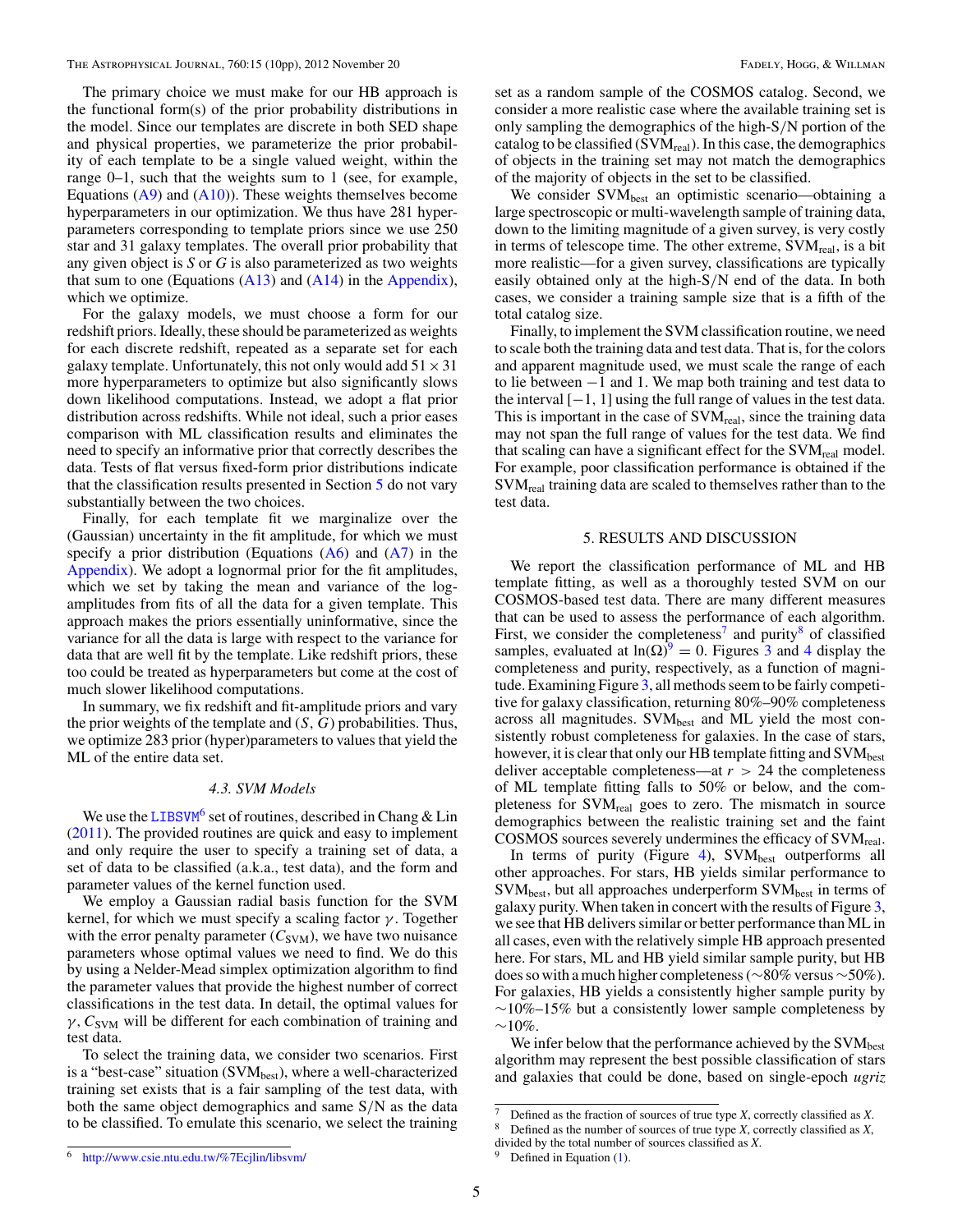The primary choice we must make for our HB approach is the functional form(s) of the prior probability distributions in the model. Since our templates are discrete in both SED shape and physical properties, we parameterize the prior probability of each template to be a single valued weight, within the range 0–1, such that the weights sum to 1 (see, for example, Equations (A9) and (A10)). These weights themselves become hyperparameters in our optimization. We thus have 281 hyperparameters corresponding to template priors since we use 250 star and 31 galaxy templates. The overall prior probability that any given object is $S$ or $G$ is also parameterized as two weights that sum to one (Equations (A13) and (A14) in the Appendix), which we optimize.

For the galaxy models, we must choose a form for our redshift priors. Ideally, these should be parameterized as weights for each discrete redshift, repeated as a separate set for each galaxy template. Unfortunately, this not only would add $51 \times 31$ more hyperparameters to optimize but also significantly slows down likelihood computations. Instead, we adopt a flat prior distribution across redshifts. While not ideal, such a prior eases comparison with ML classification results and eliminates the need to specify an informative prior that correctly describes the data. Tests of flat versus fixed-form prior distributions indicate that the classification results presented in Section 5 do not vary substantially between the two choices.

Finally, for each template fit we marginalize over the (Gaussian) uncertainty in the fit amplitude, for which we must specify a prior distribution (Equations (A6) and (A7) in the Appendix). We adopt a lognormal prior for the fit amplitudes, which we set by taking the mean and variance of the log-amplitudes from fits of all the data for a given template. This approach makes the priors essentially uninformative, since the variance for all the data is large with respect to the variance for data that are well fit by the template. Like redshift priors, these too could be treated as hyperparameters but come at the cost of much slower likelihood computations.

In summary, we fix redshift and fit-amplitude priors and vary the prior weights of the template and $(S, G)$ probabilities. Thus, we optimize 283 prior (hyper)parameters to values that yield the ML of the entire data set.

### 4.3. SVM Models

We use the LIBSVM[6] set of routines, described in Chang & Lin (2011). The provided routines are quick and easy to implement and only require the user to specify a training set of data, a set of data to be classified (a.k.a., test data), and the form and parameter values of the kernel function used.

We employ a Gaussian radial basis function for the SVM kernel, for which we must specify a scaling factor $\gamma$. Together with the error penalty parameter ($C_{\mathrm{SVM}}$), we have two nuisance parameters whose optimal values we need to find. We do this by using a Nelder-Mead simplex optimization algorithm to find the parameter values that provide the highest number of correct classifications in the test data. In detail, the optimal values for $\gamma$, $C_{\mathrm{SVM}}$ will be different for each combination of training and test data.

To select the training data, we consider two scenarios. First is a "best-case" situation ($\mathrm{SVM_{best}}$), where a well-characterized training set exists that is a fair sampling of the test data, with both the same object demographics and same S/N as the data to be classified. To emulate this scenario, we select the training set as a random sample of the COSMOS catalog. Second, we consider a more realistic case where the available training set is only sampling the demographics of the high-S/N portion of the catalog to be classified ($\mathrm{SVM_{real}}$). In this case, the demographics of objects in the training set may not match the demographics of the majority of objects in the set to be classified.

We consider $\mathrm{SVM_{best}}$ an optimistic scenario—obtaining a large spectroscopic or multi-wavelength sample of training data, down to the limiting magnitude of a given survey, is very costly in terms of telescope time. The other extreme, $\mathrm{SVM_{real}}$, is a bit more realistic—for a given survey, classifications are typically easily obtained only at the high-S/N end of the data. In both cases, we consider a training sample size that is a fifth of the total catalog size.

Finally, to implement the SVM classification routine, we need to scale both the training data and test data. That is, for the colors and apparent magnitude used, we must scale the range of each to lie between $-1$ and 1. We map both training and test data to the interval $[-1, 1]$ using the full range of values in the test data. This is important in the case of $\mathrm{SVM_{real}}$, since the training data may not span the full range of values for the test data. We find that scaling can have a significant effect for the $\mathrm{SVM_{real}}$ model. For example, poor classification performance is obtained if the $\mathrm{SVM_{real}}$ training data are scaled to themselves rather than to the test data.

## 5. RESULTS AND DISCUSSION

We report the classification performance of ML and HB template fitting, as well as a thoroughly tested SVM on our COSMOS-based test data. There are many different measures that can be used to assess the performance of each algorithm. First, we consider the completeness[7] and purity[8] of classified samples, evaluated at $\ln(\Omega)$[9] $= 0$. Figures 3 and 4 display the completeness and purity, respectively, as a function of magnitude. Examining Figure 3, all methods seem to be fairly competitive for galaxy classification, returning 80%–90% completeness across all magnitudes. $\mathrm{SVM_{best}}$ and ML yield the most consistently robust completeness for galaxies. In the case of stars, however, it is clear that only our HB template fitting and $\mathrm{SVM_{best}}$ deliver acceptable completeness—at $r > 24$ the completeness of ML template fitting falls to 50% or below, and the completeness for $\mathrm{SVM_{real}}$ goes to zero. The mismatch in source demographics between the realistic training set and the faint COSMOS sources severely undermines the efficacy of $\mathrm{SVM_{real}}$.

In terms of purity (Figure 4), $\mathrm{SVM_{best}}$ outperforms all other approaches. For stars, HB yields similar performance to $\mathrm{SVM_{best}}$, but all approaches underperform $\mathrm{SVM_{best}}$ in terms of galaxy purity. When taken in concert with the results of Figure 3, we see that HB delivers similar or better performance than ML in all cases, even with the relatively simple HB approach presented here. For stars, ML and HB yield similar sample purity, but HB does so with a much higher completeness ($\sim$80% versus $\sim$50%). For galaxies, HB yields a consistently higher sample purity by $\sim$10%–15% but a consistently lower sample completeness by $\sim$10%.

We infer below that the performance achieved by the $\mathrm{SVM_{best}}$ algorithm may represent the best possible classification of stars and galaxies that could be done, based on single-epoch *ugriz*

[6] http://www.csie.ntu.edu.tw/%7Ecjlin/libsvm/

[7] Defined as the fraction of sources of true type $X$, correctly classified as $X$.

[8] Defined as the number of sources of true type $X$, correctly classified as $X$, divided by the total number of sources classified as $X$.

[9] Defined in Equation (1).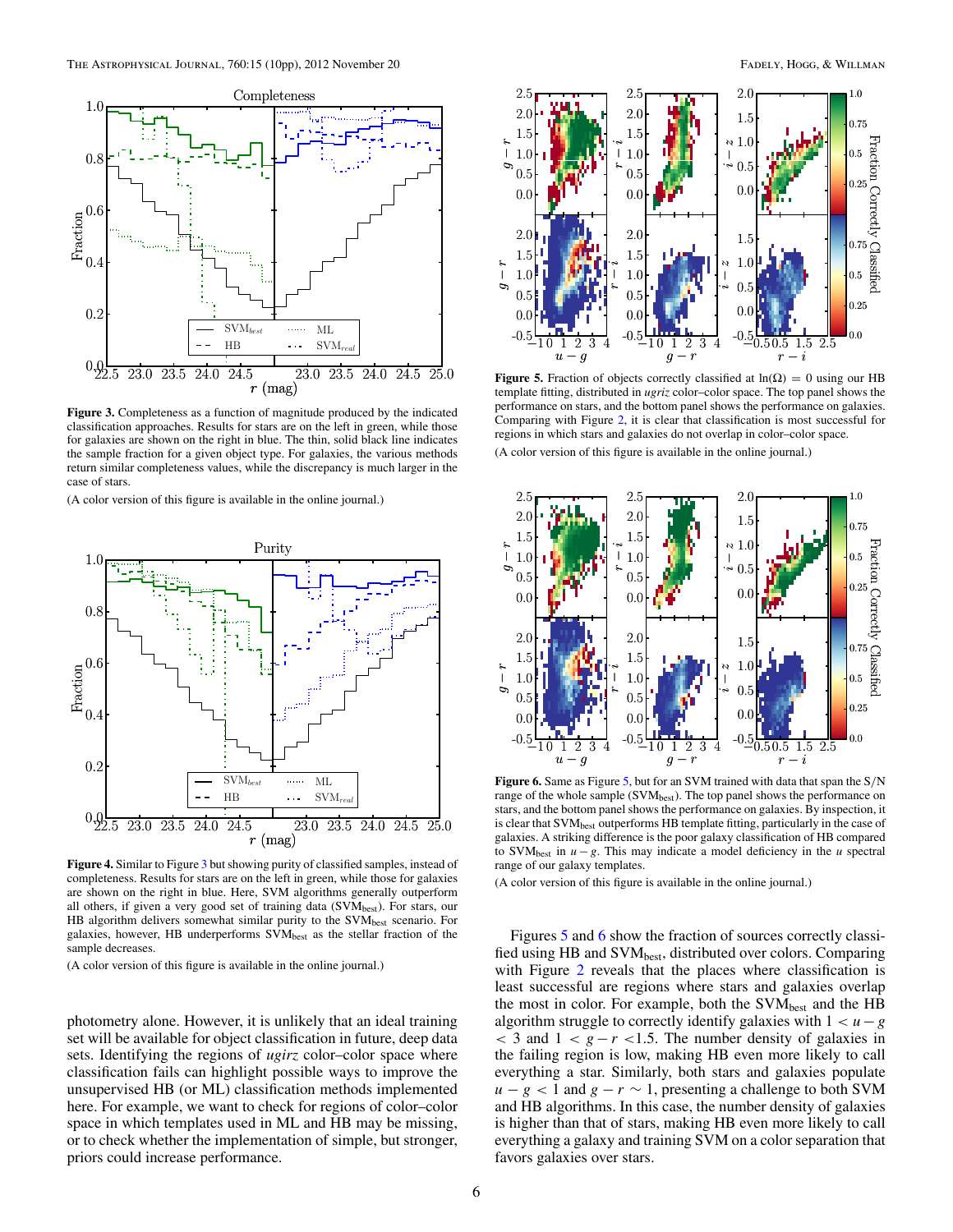**Figure 3.** Completeness as a function of magnitude produced by the indicated classification approaches. Results for stars are on the left in green, while those for galaxies are shown on the right in blue. The thin, solid black line indicates the sample fraction for a given object type. For galaxies, the various methods return similar completeness values, while the discrepancy is much larger in the case of stars.

(A color version of this figure is available in the online journal.)

**Figure 4.** Similar to Figure 3 but showing purity of classified samples, instead of completeness. Results for stars are on the left in green, while those for galaxies are shown on the right in blue. Here, SVM algorithms generally outperform all others, if given a very good set of training data ($\mathrm{SVM_{best}}$). For stars, our HB algorithm delivers somewhat similar purity to the $\mathrm{SVM_{best}}$ scenario. For galaxies, however, HB underperforms $\mathrm{SVM_{best}}$ as the stellar fraction of the sample decreases.

(A color version of this figure is available in the online journal.)

photometry alone. However, it is unlikely that an ideal training set will be available for object classification in future, deep data sets. Identifying the regions of *ugirz* color–color space where classification fails can highlight possible ways to improve the unsupervised HB (or ML) classification methods implemented here. For example, we want to check for regions of color–color space in which templates used in ML and HB may be missing, or to check whether the implementation of simple, but stronger, priors could increase performance.

**Figure 5.** Fraction of objects correctly classified at $\ln(\Omega) = 0$ using our HB template fitting, distributed in *ugriz* color–color space. The top panel shows the performance on stars, and the bottom panel shows the performance on galaxies. Comparing with Figure 2, it is clear that classification is most successful for regions in which stars and galaxies do not overlap in color–color space.

(A color version of this figure is available in the online journal.)

**Figure 6.** Same as Figure 5, but for an SVM trained with data that span the S/N range of the whole sample ($\mathrm{SVM_{best}}$). The top panel shows the performance on stars, and the bottom panel shows the performance on galaxies. By inspection, it is clear that $\mathrm{SVM_{best}}$ outperforms HB template fitting, particularly in the case of galaxies. A striking difference is the poor galaxy classification of HB compared to $\mathrm{SVM_{best}}$ in $u - g$. This may indicate a model deficiency in the $u$ spectral range of our galaxy templates.

(A color version of this figure is available in the online journal.)

Figures 5 and 6 show the fraction of sources correctly classified using HB and $\mathrm{SVM_{best}}$, distributed over colors. Comparing with Figure 2 reveals that the places where classification is least successful are regions where stars and galaxies overlap the most in color. For example, both the $\mathrm{SVM_{best}}$ and the HB algorithm struggle to correctly identify galaxies with $1 < u - g < 3$ and $1 < g - r < 1.5$. The number density of galaxies in the failing region is low, making HB even more likely to call everything a star. Similarly, both stars and galaxies populate $u - g < 1$ and $g - r \sim 1$, presenting a challenge to both SVM and HB algorithms. In this case, the number density of galaxies is higher than that of stars, making HB even more likely to call everything a galaxy and training SVM on a color separation that favors galaxies over stars.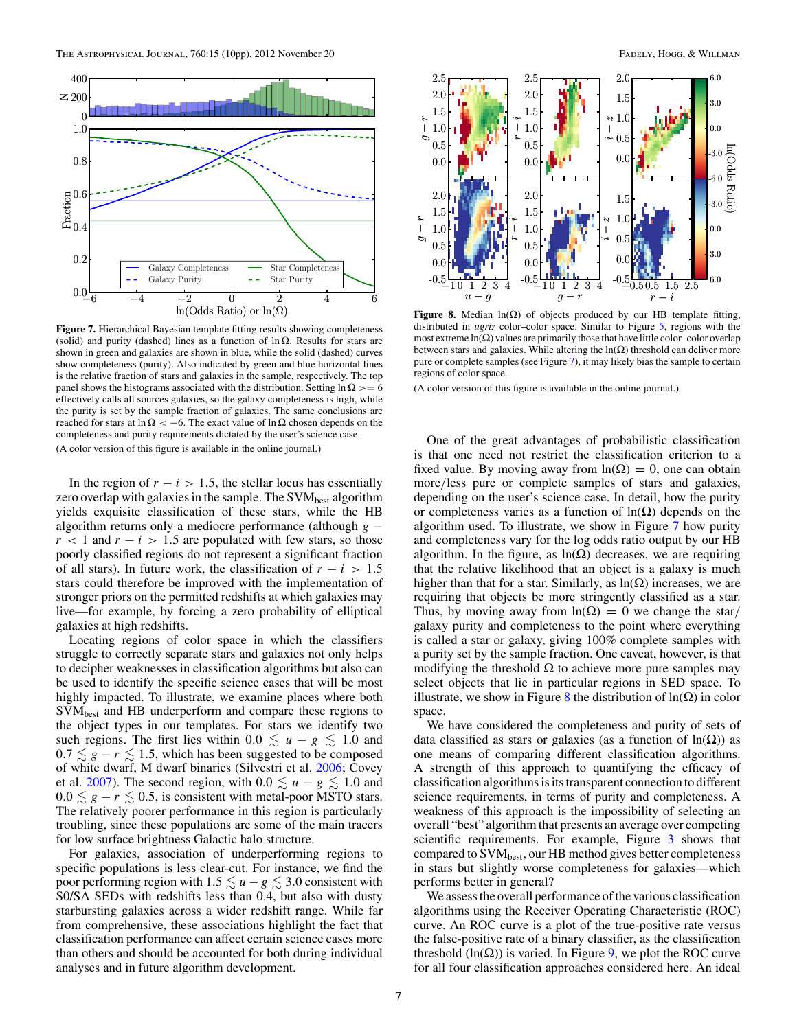**Figure 7.** Hierarchical Bayesian template fitting results showing completeness (solid) and purity (dashed) lines as a function of $\ln \Omega$. Results for stars are shown in green and galaxies are shown in blue, while the solid (dashed) curves show completeness (purity). Also indicated by green and blue horizontal lines is the relative fraction of stars and galaxies in the sample, respectively. The top panel shows the histograms associated with the distribution. Setting $\ln \Omega >= 6$ effectively calls all sources galaxies, so the galaxy completeness is high, while the purity is set by the sample fraction of galaxies. The same conclusions are reached for stars at $\ln \Omega < -6$. The exact value of $\ln \Omega$ chosen depends on the completeness and purity requirements dictated by the user's science case.

(A color version of this figure is available in the online journal.)

In the region of $r - i > 1.5$, the stellar locus has essentially zero overlap with galaxies in the sample. The $\mathrm{SVM}_{\mathrm{best}}$ algorithm yields exquisite classification of these stars, while the HB algorithm returns only a mediocre performance (although $g - r < 1$ and $r - i > 1.5$ are populated with few stars, so those poorly classified regions do not represent a significant fraction of all stars). In future work, the classification of $r - i > 1.5$ stars could therefore be improved with the implementation of stronger priors on the permitted redshifts at which galaxies may live—for example, by forcing a zero probability of elliptical galaxies at high redshifts.

Locating regions of color space in which the classifiers struggle to correctly separate stars and galaxies not only helps to decipher weaknesses in classification algorithms but also can be used to identify the specific science cases that will be most highly impacted. To illustrate, we examine places where both $\mathrm{SVM}_{\mathrm{best}}$ and HB underperform and compare these regions to the object types in our templates. For stars we identify two such regions. The first lies within $0.0 \lesssim u - g \lesssim 1.0$ and $0.7 \lesssim g - r \lesssim 1.5$, which has been suggested to be composed of white dwarf, M dwarf binaries (Silvestri et al. 2006; Covey et al. 2007). The second region, with $0.0 \lesssim u - g \lesssim 1.0$ and $0.0 \lesssim g - r \lesssim 0.5$, is consistent with metal-poor MSTO stars. The relatively poorer performance in this region is particularly troubling, since these populations are some of the main tracers for low surface brightness Galactic halo structure.

For galaxies, association of underperforming regions to specific populations is less clear-cut. For instance, we find the poor performing region with $1.5 \lesssim u - g \lesssim 3.0$ consistent with S0/SA SEDs with redshifts less than 0.4, but also with dusty starbursting galaxies across a wider redshift range. While far from comprehensive, these associations highlight the fact that classification performance can affect certain science cases more than others and should be accounted for both during individual analyses and in future algorithm development.

**Figure 8.** Median $\ln(\Omega)$ of objects produced by our HB template fitting, distributed in *ugriz* color–color space. Similar to Figure 5, regions with the most extreme $\ln(\Omega)$ values are primarily those that have little color–color overlap between stars and galaxies. While altering the $\ln(\Omega)$ threshold can deliver more pure or complete samples (see Figure 7), it may likely bias the sample to certain regions of color space.

(A color version of this figure is available in the online journal.)

One of the great advantages of probabilistic classification is that one need not restrict the classification criterion to a fixed value. By moving away from $\ln(\Omega) = 0$, one can obtain more/less pure or complete samples of stars and galaxies, depending on the user's science case. In detail, how the purity or completeness varies as a function of $\ln(\Omega)$ depends on the algorithm used. To illustrate, we show in Figure 7 how purity and completeness vary for the log odds ratio output by our HB algorithm. In the figure, as $\ln(\Omega)$ decreases, we are requiring that the relative likelihood that an object is a galaxy is much higher than that for a star. Similarly, as $\ln(\Omega)$ increases, we are requiring that objects be more stringently classified as a star. Thus, by moving away from $\ln(\Omega) = 0$ we change the star/galaxy purity and completeness to the point where everything is called a star or galaxy, giving 100% complete samples with a purity set by the sample fraction. One caveat, however, is that modifying the threshold $\Omega$ to achieve more pure samples may select objects that lie in particular regions in SED space. To illustrate, we show in Figure 8 the distribution of $\ln(\Omega)$ in color space.

We have considered the completeness and purity of sets of data classified as stars or galaxies (as a function of $\ln(\Omega)$) as one means of comparing different classification algorithms. A strength of this approach to quantifying the efficacy of classification algorithms is its transparent connection to different science requirements, in terms of purity and completeness. A weakness of this approach is the impossibility of selecting an overall "best" algorithm that presents an average over competing scientific requirements. For example, Figure 3 shows that compared to $\mathrm{SVM}_{\mathrm{best}}$, our HB method gives better completeness in stars but slightly worse completeness for galaxies—which performs better in general?

We assess the overall performance of the various classification algorithms using the Receiver Operating Characteristic (ROC) curve. An ROC curve is a plot of the true-positive rate versus the false-positive rate of a binary classifier, as the classification threshold ($\ln(\Omega)$) is varied. In Figure 9, we plot the ROC curve for all four classification approaches considered here. An ideal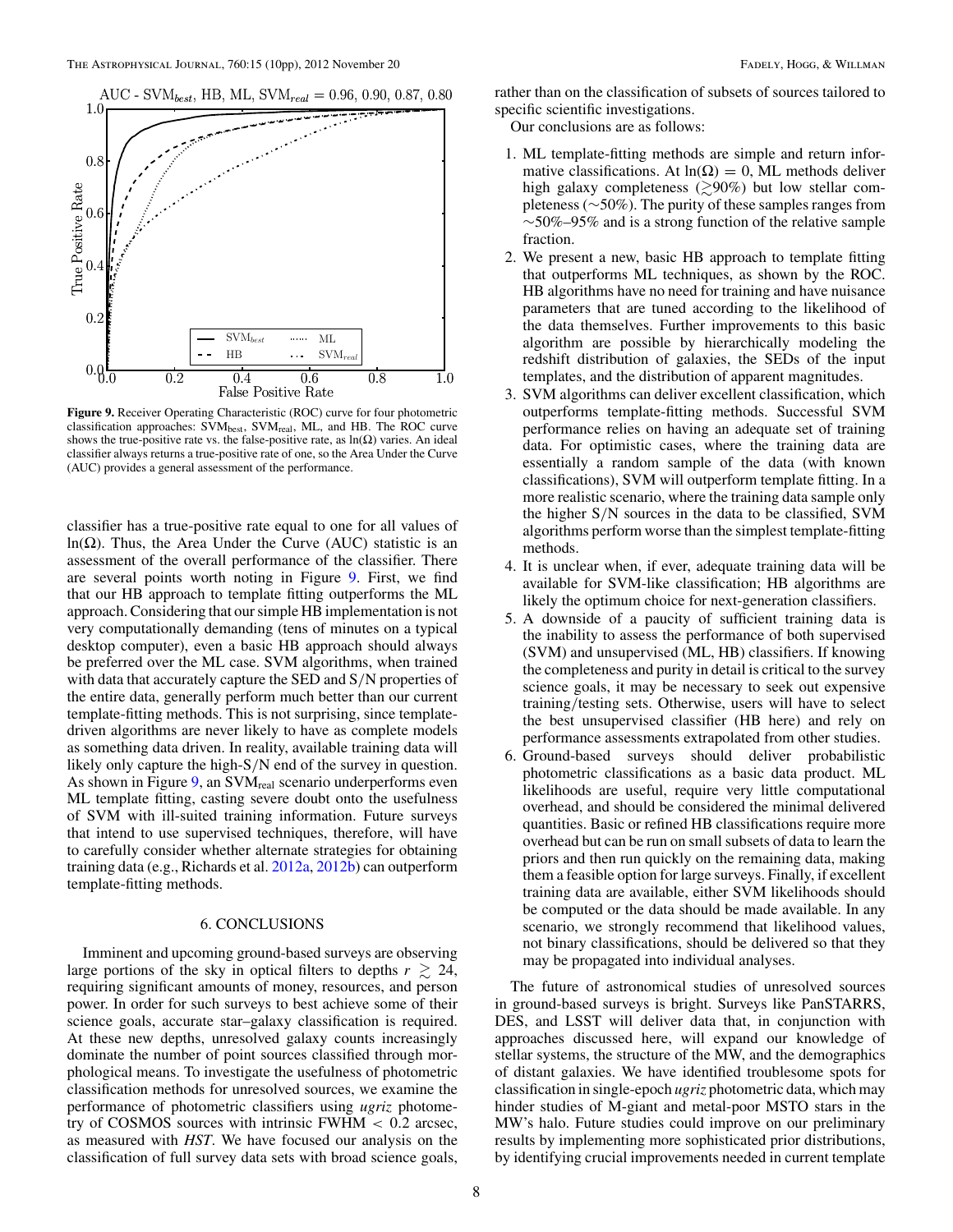AUC - $SVM_{best}$, HB, ML, $SVM_{real}$ = 0.96, 0.90, 0.87, 0.80

True Positive Rate

False Positive Rate

0.0
0.2
0.4
0.6
0.8
1.0

$SVM_{best}$ ML
HB $SVM_{real}$

**Figure 9.** Receiver Operating Characteristic (ROC) curve for four photometric classification approaches: $SVM_{best}$, $SVM_{real}$, ML, and HB. The ROC curve shows the true-positive rate vs. the false-positive rate, as $\ln(\Omega)$ varies. An ideal classifier always returns a true-positive rate of one, so the Area Under the Curve (AUC) provides a general assessment of the performance.

classifier has a true-positive rate equal to one for all values of $\ln(\Omega)$. Thus, the Area Under the Curve (AUC) statistic is an assessment of the overall performance of the classifier. There are several points worth noting in Figure 9. First, we find that our HB approach to template fitting outperforms the ML approach. Considering that our simple HB implementation is not very computationally demanding (tens of minutes on a typical desktop computer), even a basic HB approach should always be preferred over the ML case. SVM algorithms, when trained with data that accurately capture the SED and S/N properties of the entire data, generally perform much better than our current template-fitting methods. This is not surprising, since template-driven algorithms are never likely to have as complete models as something data driven. In reality, available training data will likely only capture the high-S/N end of the survey in question. As shown in Figure 9, an $SVM_{real}$ scenario underperforms even ML template fitting, casting severe doubt onto the usefulness of SVM with ill-suited training information. Future surveys that intend to use supervised techniques, therefore, will have to carefully consider whether alternate strategies for obtaining training data (e.g., Richards et al. 2012a, 2012b) can outperform template-fitting methods.

## 6. CONCLUSIONS

Imminent and upcoming ground-based surveys are observing large portions of the sky in optical filters to depths $r \gtrsim 24$, requiring significant amounts of money, resources, and person power. In order for such surveys to best achieve some of their science goals, accurate star–galaxy classification is required. At these new depths, unresolved galaxy counts increasingly dominate the number of point sources classified through morphological means. To investigate the usefulness of photometric classification methods for unresolved sources, we examine the performance of photometric classifiers using *ugriz* photometry of COSMOS sources with intrinsic FWHM < 0.2 arcsec, as measured with *HST*. We have focused our analysis on the classification of full survey data sets with broad science goals, rather than on the classification of subsets of sources tailored to specific scientific investigations.

Our conclusions are as follows:

1. ML template-fitting methods are simple and return informative classifications. At $\ln(\Omega) = 0$, ML methods deliver high galaxy completeness ($\gtrsim$90%) but low stellar completeness (~50%). The purity of these samples ranges from ~50%–95% and is a strong function of the relative sample fraction.
2. We present a new, basic HB approach to template fitting that outperforms ML techniques, as shown by the ROC. HB algorithms have no need for training and have nuisance parameters that are tuned according to the likelihood of the data themselves. Further improvements to this basic algorithm are possible by hierarchically modeling the redshift distribution of galaxies, the SEDs of the input templates, and the distribution of apparent magnitudes.
3. SVM algorithms can deliver excellent classification, which outperforms template-fitting methods. Successful SVM performance relies on having an adequate set of training data. For optimistic cases, where the training data are essentially a random sample of the data (with known classifications), SVM will outperform template fitting. In a more realistic scenario, where the training data sample only the higher S/N sources in the data to be classified, SVM algorithms perform worse than the simplest template-fitting methods.
4. It is unclear when, if ever, adequate training data will be available for SVM-like classification; HB algorithms are likely the optimum choice for next-generation classifiers.
5. A downside of a paucity of sufficient training data is the inability to assess the performance of both supervised (SVM) and unsupervised (ML, HB) classifiers. If knowing the completeness and purity in detail is critical to the survey science goals, it may be necessary to seek out expensive training/testing sets. Otherwise, users will have to select the best unsupervised classifier (HB here) and rely on performance assessments extrapolated from other studies.
6. Ground-based surveys should deliver probabilistic photometric classifications as a basic data product. ML likelihoods are useful, require very little computational overhead, and should be considered the minimal delivered quantities. Basic or refined HB classifications require more overhead but can be run on small subsets of data to learn the priors and then run quickly on the remaining data, making them a feasible option for large surveys. Finally, if excellent training data are available, either SVM likelihoods should be computed or the data should be made available. In any scenario, we strongly recommend that likelihood values, not binary classifications, should be delivered so that they may be propagated into individual analyses.

The future of astronomical studies of unresolved sources in ground-based surveys is bright. Surveys like PanSTARRS, DES, and LSST will deliver data that, in conjunction with approaches discussed here, will expand our knowledge of stellar systems, the structure of the MW, and the demographics of distant galaxies. We have identified troublesome spots for classification in single-epoch *ugriz* photometric data, which may hinder studies of M-giant and metal-poor MSTO stars in the MW's halo. Future studies could improve on our preliminary results by implementing more sophisticated prior distributions, by identifying crucial improvements needed in current template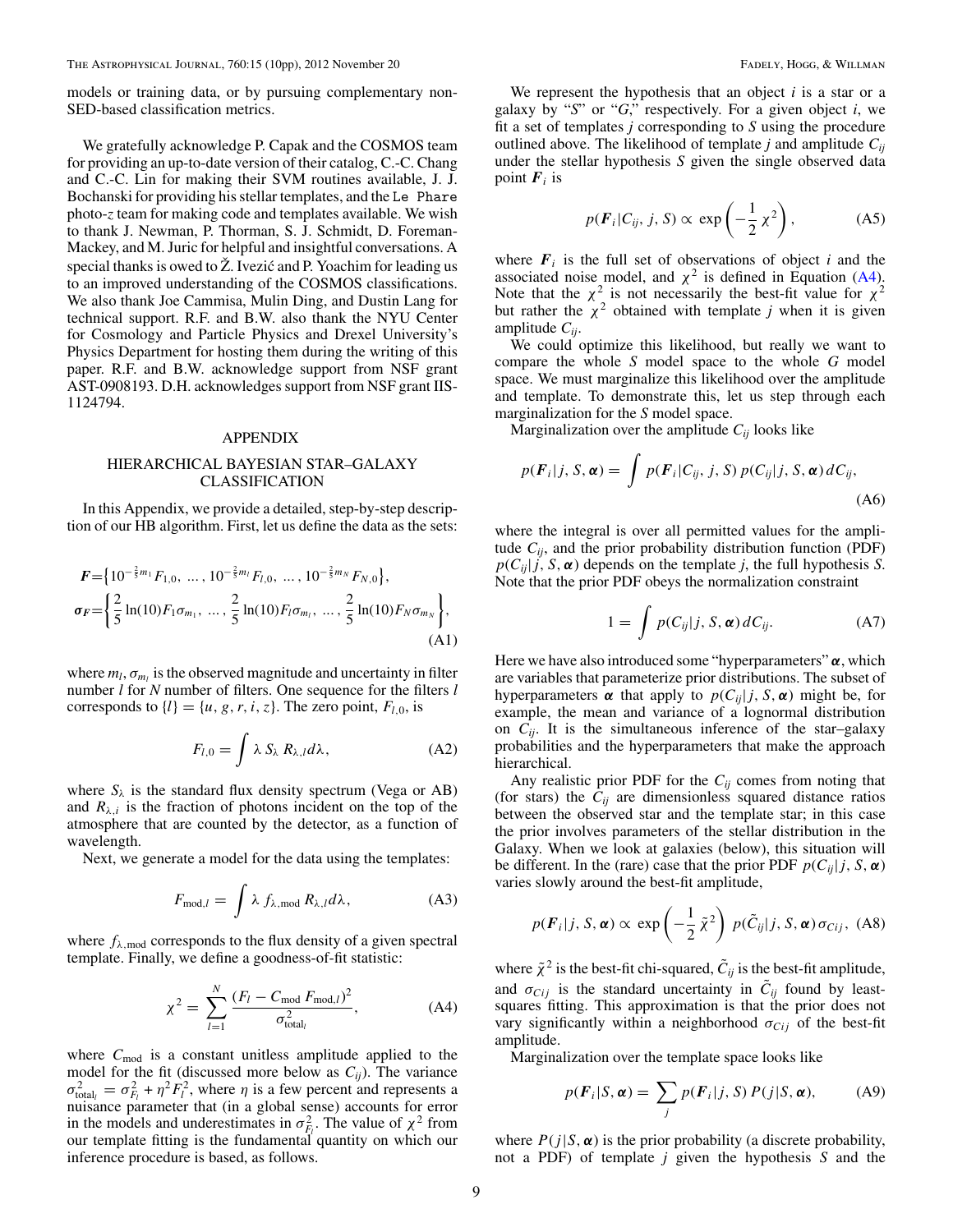models or training data, or by pursuing complementary non-SED-based classification metrics.

We gratefully acknowledge P. Capak and the COSMOS team for providing an up-to-date version of their catalog, C.-C. Chang and C.-C. Lin for making their SVM routines available, J. J. Bochanski for providing his stellar templates, and the Le Phare photo-$z$ team for making code and templates available. We wish to thank J. Newman, P. Thorman, S. J. Schmidt, D. Foreman-Mackey, and M. Juric for helpful and insightful conversations. A special thanks is owed to Ž. Ivezić and P. Yoachim for leading us to an improved understanding of the COSMOS classifications. We also thank Joe Cammisa, Mulin Ding, and Dustin Lang for technical support. R.F. and B.W. also thank the NYU Center for Cosmology and Particle Physics and Drexel University's Physics Department for hosting them during the writing of this paper. R.F. and B.W. acknowledge support from NSF grant AST-0908193. D.H. acknowledges support from NSF grant IIS-1124794.

## APPENDIX

## HIERARCHICAL BAYESIAN STAR–GALAXY CLASSIFICATION

In this Appendix, we provide a detailed, step-by-step description of our HB algorithm. First, let us define the data as the sets:

$$\boldsymbol{F}=\left\{10^{-\frac{2}{5}m_1}F_{1,0},\ \ldots,\ 10^{-\frac{2}{5}m_l}F_{l,0},\ \ldots,\ 10^{-\frac{2}{5}m_N}F_{N,0}\right\},$$
$$\boldsymbol{\sigma_F}=\left\{\frac{2}{5}\ln(10)F_1\sigma_{m_1},\ \ldots,\ \frac{2}{5}\ln(10)F_l\sigma_{m_l},\ \ldots,\ \frac{2}{5}\ln(10)F_N\sigma_{m_N}\right\},\tag{A1}$$

where $m_l, \sigma_{m_l}$ is the observed magnitude and uncertainty in filter number $l$ for $N$ number of filters. One sequence for the filters $l$ corresponds to $\{l\} = \{u, g, r, i, z\}$. The zero point, $F_{l,0}$, is

$$F_{l,0} = \int \lambda\, S_\lambda\, R_{\lambda,l} d\lambda,\tag{A2}$$

where $S_\lambda$ is the standard flux density spectrum (Vega or AB) and $R_{\lambda,i}$ is the fraction of photons incident on the top of the atmosphere that are counted by the detector, as a function of wavelength.

Next, we generate a model for the data using the templates:

$$F_{\mathrm{mod},l} = \int \lambda\, f_{\lambda,\mathrm{mod}}\, R_{\lambda,l} d\lambda,\tag{A3}$$

where $f_{\lambda,\mathrm{mod}}$ corresponds to the flux density of a given spectral template. Finally, we define a goodness-of-fit statistic:

$$\chi^2 = \sum_{l=1}^{N} \frac{(F_l - C_{\mathrm{mod}}\, F_{\mathrm{mod},l})^2}{\sigma^2_{\mathrm{total}_l}},\tag{A4}$$

where $C_{\mathrm{mod}}$ is a constant unitless amplitude applied to the model for the fit (discussed more below as $C_{ij}$). The variance $\sigma^2_{\mathrm{total}_l} = \sigma^2_{F_l} + \eta^2 F_l^2$, where $\eta$ is a few percent and represents a nuisance parameter that (in a global sense) accounts for error in the models and underestimates in $\sigma^2_{F_l}$. The value of $\chi^2$ from our template fitting is the fundamental quantity on which our inference procedure is based, as follows.

We represent the hypothesis that an object $i$ is a star or a galaxy by "$S$" or "$G$," respectively. For a given object $i$, we fit a set of templates $j$ corresponding to $S$ using the procedure outlined above. The likelihood of template $j$ and amplitude $C_{ij}$ under the stellar hypothesis $S$ given the single observed data point $\boldsymbol{F}_i$ is

$$p(\boldsymbol{F}_i|C_{ij}, j, S) \propto \exp\left(-\frac{1}{2}\chi^2\right),\tag{A5}$$

where $\boldsymbol{F}_i$ is the full set of observations of object $i$ and the associated noise model, and $\chi^2$ is defined in Equation (A4). Note that the $\chi^2$ is not necessarily the best-fit value for $\chi^2$ but rather the $\chi^2$ obtained with template $j$ when it is given amplitude $C_{ij}$.

We could optimize this likelihood, but really we want to compare the whole $S$ model space to the whole $G$ model space. We must marginalize this likelihood over the amplitude and template. To demonstrate this, let us step through each marginalization for the $S$ model space.

Marginalization over the amplitude $C_{ij}$ looks like

$$p(\boldsymbol{F}_i|j, S, \boldsymbol{\alpha}) = \int p(\boldsymbol{F}_i|C_{ij}, j, S)\, p(C_{ij}|j, S, \boldsymbol{\alpha})\, dC_{ij},\tag{A6}$$

where the integral is over all permitted values for the amplitude $C_{ij}$, and the prior probability distribution function (PDF) $p(C_{ij}|j, S, \boldsymbol{\alpha})$ depends on the template $j$, the full hypothesis $S$. Note that the prior PDF obeys the normalization constraint

$$1 = \int p(C_{ij}|j, S, \boldsymbol{\alpha})\, dC_{ij}.\tag{A7}$$

Here we have also introduced some "hyperparameters" $\boldsymbol{\alpha}$, which are variables that parameterize prior distributions. The subset of hyperparameters $\boldsymbol{\alpha}$ that apply to $p(C_{ij}|j, S, \boldsymbol{\alpha})$ might be, for example, the mean and variance of a lognormal distribution on $C_{ij}$. It is the simultaneous inference of the star–galaxy probabilities and the hyperparameters that make the approach hierarchical.

Any realistic prior PDF for the $C_{ij}$ comes from noting that (for stars) the $C_{ij}$ are dimensionless squared distance ratios between the observed star and the template star; in this case the prior involves parameters of the stellar distribution in the Galaxy. When we look at galaxies (below), this situation will be different. In the (rare) case that the prior PDF $p(C_{ij}|j, S, \boldsymbol{\alpha})$ varies slowly around the best-fit amplitude,

$$p(\boldsymbol{F}_i|j, S, \boldsymbol{\alpha}) \propto \exp\left(-\frac{1}{2}\tilde{\chi}^2\right)\, p(\tilde{C}_{ij}|j, S, \boldsymbol{\alpha})\, \sigma_{Cij},\tag{A8}$$

where $\tilde{\chi}^2$ is the best-fit chi-squared, $\tilde{C}_{ij}$ is the best-fit amplitude, and $\sigma_{Cij}$ is the standard uncertainty in $\tilde{C}_{ij}$ found by least-squares fitting. This approximation is that the prior does not vary significantly within a neighborhood $\sigma_{Cij}$ of the best-fit amplitude.

Marginalization over the template space looks like

$$p(\boldsymbol{F}_i|S, \boldsymbol{\alpha}) = \sum_j p(\boldsymbol{F}_i|j, S)\, P(j|S, \boldsymbol{\alpha}),\tag{A9}$$

where $P(j|S, \boldsymbol{\alpha})$ is the prior probability (a discrete probability, not a PDF) of template $j$ given the hypothesis $S$ and the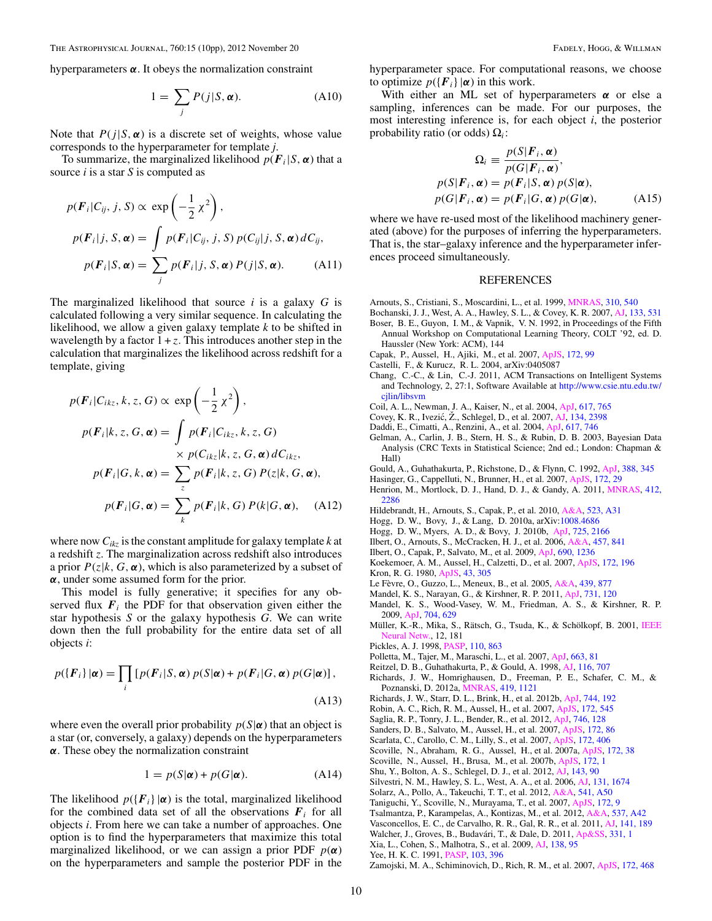hyperparameters $\boldsymbol{\alpha}$. It obeys the normalization constraint

$$1 = \sum_j P(j|S, \boldsymbol{\alpha}). \tag{A10}$$

Note that $P(j|S, \boldsymbol{\alpha})$ is a discrete set of weights, whose value corresponds to the hyperparameter for template $j$.

To summarize, the marginalized likelihood $p(\boldsymbol{F}_i|S, \boldsymbol{\alpha})$ that a source $i$ is a star $S$ is computed as

$$\begin{aligned} p(\boldsymbol{F}_i|C_{ij}, j, S) &\propto \exp\left(-\frac{1}{2}\chi^2\right), \\ p(\boldsymbol{F}_i|j, S, \boldsymbol{\alpha}) &= \int p(\boldsymbol{F}_i|C_{ij}, j, S)\, p(C_{ij}|j, S, \boldsymbol{\alpha})\, dC_{ij}, \\ p(\boldsymbol{F}_i|S, \boldsymbol{\alpha}) &= \sum_j p(\boldsymbol{F}_i|j, S, \boldsymbol{\alpha})\, P(j|S, \boldsymbol{\alpha}). \end{aligned} \tag{A11}$$

The marginalized likelihood that source $i$ is a galaxy $G$ is calculated following a very similar sequence. In calculating the likelihood, we allow a given galaxy template $k$ to be shifted in wavelength by a factor $1 + z$. This introduces another step in the calculation that marginalizes the likelihood across redshift for a template, giving

$$\begin{aligned} p(\boldsymbol{F}_i|C_{ikz}, k, z, G) &\propto \exp\left(-\frac{1}{2}\chi^2\right), \\ p(\boldsymbol{F}_i|k, z, G, \boldsymbol{\alpha}) &= \int p(\boldsymbol{F}_i|C_{ikz}, k, z, G) \\ &\quad \times p(C_{ikz}|k, z, G, \boldsymbol{\alpha})\, dC_{ikz}, \\ p(\boldsymbol{F}_i|G, k, \boldsymbol{\alpha}) &= \sum_z p(\boldsymbol{F}_i|k, z, G)\, P(z|k, G, \boldsymbol{\alpha}), \\ p(\boldsymbol{F}_i|G, \boldsymbol{\alpha}) &= \sum_k p(\boldsymbol{F}_i|k, G)\, P(k|G, \boldsymbol{\alpha}), \end{aligned} \tag{A12}$$

where now $C_{ikz}$ is the constant amplitude for galaxy template $k$ at a redshift $z$. The marginalization across redshift also introduces a prior $P(z|k, G, \boldsymbol{\alpha})$, which is also parameterized by a subset of $\boldsymbol{\alpha}$, under some assumed form for the prior.

This model is fully generative; it specifies for any observed flux $\boldsymbol{F}_i$ the PDF for that observation given either the star hypothesis $S$ or the galaxy hypothesis $G$. We can write down then the full probability for the entire data set of all objects $i$:

$$p(\{\boldsymbol{F}_i\}|\boldsymbol{\alpha}) = \prod_i \left[p(\boldsymbol{F}_i|S, \boldsymbol{\alpha})\, p(S|\boldsymbol{\alpha}) + p(\boldsymbol{F}_i|G, \boldsymbol{\alpha})\, p(G|\boldsymbol{\alpha})\right], \tag{A13}$$

where even the overall prior probability $p(S|\boldsymbol{\alpha})$ that an object is a star (or, conversely, a galaxy) depends on the hyperparameters $\boldsymbol{\alpha}$. These obey the normalization constraint

$$1 = p(S|\boldsymbol{\alpha}) + p(G|\boldsymbol{\alpha}). \tag{A14}$$

The likelihood $p(\{\boldsymbol{F}_i\}|\boldsymbol{\alpha})$ is the total, marginalized likelihood for the combined data set of all the observations $\boldsymbol{F}_i$ for all objects $i$. From here we can take a number of approaches. One option is to find the hyperparameters that maximize this total marginalized likelihood, or we can assign a prior PDF $p(\boldsymbol{\alpha})$ on the hyperparameters and sample the posterior PDF in the hyperparameter space. For computational reasons, we choose to optimize $p(\{\boldsymbol{F}_i\}|\boldsymbol{\alpha})$ in this work.

With either an ML set of hyperparameters $\boldsymbol{\alpha}$ or else a sampling, inferences can be made. For our purposes, the most interesting inference is, for each object $i$, the posterior probability ratio (or odds) $\Omega_i$:

$$\begin{aligned} \Omega_i &\equiv \frac{p(S|\boldsymbol{F}_i, \boldsymbol{\alpha})}{p(G|\boldsymbol{F}_i, \boldsymbol{\alpha})}, \\ p(S|\boldsymbol{F}_i, \boldsymbol{\alpha}) &= p(\boldsymbol{F}_i|S, \boldsymbol{\alpha})\, p(S|\boldsymbol{\alpha}), \\ p(G|\boldsymbol{F}_i, \boldsymbol{\alpha}) &= p(\boldsymbol{F}_i|G, \boldsymbol{\alpha})\, p(G|\boldsymbol{\alpha}), \end{aligned} \tag{A15}$$

where we have re-used most of the likelihood machinery generated (above) for the purposes of inferring the hyperparameters. That is, the star–galaxy inference and the hyperparameter inferences proceed simultaneously.

## REFERENCES

Arnouts, S., Cristiani, S., Moscardini, L., et al. 1999, MNRAS, 310, 540

Bochanski, J. J., West, A. A., Hawley, S. L., & Covey, K. R. 2007, AJ, 133, 531

Boser, B. E., Guyon, I. M., & Vapnik, V. N. 1992, in Proceedings of the Fifth Annual Workshop on Computational Learning Theory, COLT '92, ed. D. Haussler (New York: ACM), 144

Capak, P., Aussel, H., Ajiki, M., et al. 2007, ApJS, 172, 99

Castelli, F., & Kurucz, R. L. 2004, arXiv:0405087

Chang, C.-C., & Lin, C.-J. 2011, ACM Transactions on Intelligent Systems and Technology, 2, 27:1, Software Available at http://www.csie.ntu.edu.tw/cjlin/libsvm

Coil, A. L., Newman, J. A., Kaiser, N., et al. 2004, ApJ, 617, 765

Covey, K. R., Ivezić, Ž., Schlegel, D., et al. 2007, AJ, 134, 2398

Daddi, E., Cimatti, A., Renzini, A., et al. 2004, ApJ, 617, 746

Gelman, A., Carlin, J. B., Stern, H. S., & Rubin, D. B. 2003, Bayesian Data Analysis (CRC Texts in Statistical Science; 2nd ed.; London: Chapman & Hall)

Gould, A., Guhathakurta, P., Richstone, D., & Flynn, C. 1992, ApJ, 388, 345

Hasinger, G., Cappelluti, N., Brunner, H., et al. 2007, ApJS, 172, 29

Henrion, M., Mortlock, D. J., Hand, D. J., & Gandy, A. 2011, MNRAS, 412, 2286

Hildebrandt, H., Arnouts, S., Capak, P., et al. 2010, A&A, 523, A31

Hogg, D. W., Bovy, J., & Lang, D. 2010a, arXiv:1008.4686

Hogg, D. W., Myers, A. D., & Bovy, J. 2010b, ApJ, 725, 2166

Ilbert, O., Arnouts, S., McCracken, H. J., et al. 2006, A&A, 457, 841

Ilbert, O., Capak, P., Salvato, M., et al. 2009, ApJ, 690, 1236

Koekemoer, A. M., Aussel, H., Calzetti, D., et al. 2007, ApJS, 172, 196

Kron, R. G. 1980, ApJS, 43, 305

Le Fèvre, O., Guzzo, L., Meneux, B., et al. 2005, A&A, 439, 877

Mandel, K. S., Narayan, G., & Kirshner, R. P. 2011, ApJ, 731, 120

Mandel, K. S., Wood-Vasey, W. M., Friedman, A. S., & Kirshner, R. P. 2009, ApJ, 704, 629

Müller, K.-R., Mika, S., Rätsch, G., Tsuda, K., & Schölkopf, B. 2001, IEEE Neural Netw., 12, 181

Pickles, A. J. 1998, PASP, 110, 863

Polletta, M., Tajer, M., Maraschi, L., et al. 2007, ApJ, 663, 81

Reitzel, D. B., Guhathakurta, P., & Gould, A. 1998, AJ, 116, 707

Richards, J. W., Homrighausen, D., Freeman, P. E., Schafer, C. M., & Poznanski, D. 2012a, MNRAS, 419, 1121

Richards, J. W., Starr, D. L., Brink, H., et al. 2012b, ApJ, 744, 192

Robin, A. C., Rich, R. M., Aussel, H., et al. 2007, ApJS, 172, 545

Saglia, R. P., Tonry, J. L., Bender, R., et al. 2012, ApJ, 746, 128

Sanders, D. B., Salvato, M., Aussel, H., et al. 2007, ApJS, 172, 86

Scarlata, C., Carollo, C. M., Lilly, S., et al. 2007, ApJS, 172, 406

Scoville, N., Abraham, R. G., Aussel, H., et al. 2007a, ApJS, 172, 38

Scoville, N., Aussel, H., Brusa, M., et al. 2007b, ApJS, 172, 1

Shu, Y., Bolton, A. S., Schlegel, D. J., et al. 2012, AJ, 143, 90

Silvestri, N. M., Hawley, S. L., West, A. A., et al. 2006, AJ, 131, 1674

Solarz, A., Pollo, A., Takeuchi, T. T., et al. 2012, A&A, 541, A50

Taniguchi, Y., Scoville, N., Murayama, T., et al. 2007, ApJS, 172, 9

Tsalmantza, P., Karampelas, A., Kontizas, M., et al. 2012, A&A, 537, A42

Vasconcellos, E. C., de Carvalho, R. R., Gal, R. R., et al. 2011, AJ, 141, 189

Walcher, J., Groves, B., Budavári, T., & Dale, D. 2011, Ap&SS, 331, 1

Xia, L., Cohen, S., Malhotra, S., et al. 2009, AJ, 138, 95

Yee, H. K. C. 1991, PASP, 103, 396

Zamojski, M. A., Schiminovich, D., Rich, R. M., et al. 2007, ApJS, 172, 468